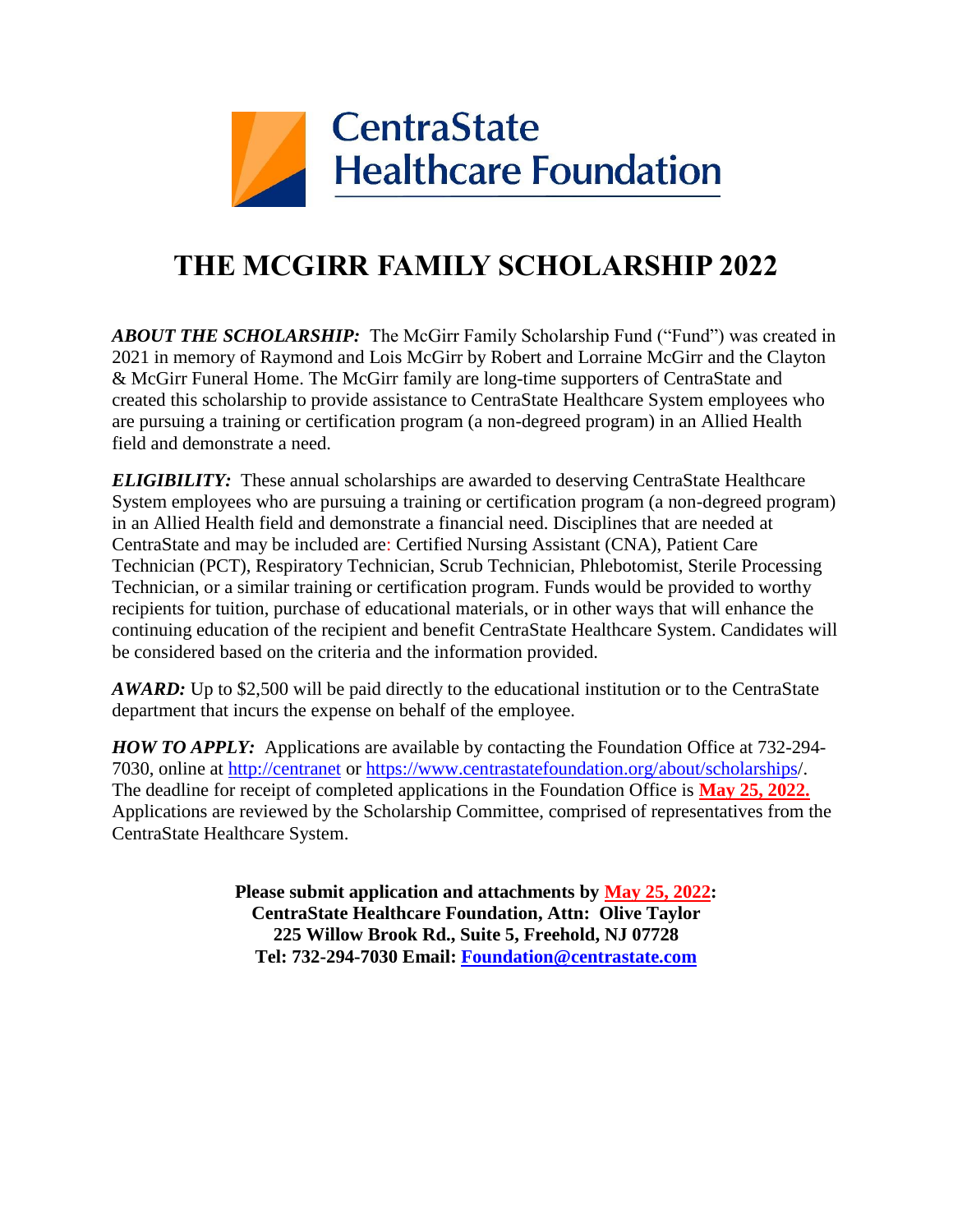**CentraState Healthcare Foundation**

# THE MCGIRR FAMILY SCHOLARSHIP 2022

***ABOUT THE SCHOLARSHIP:*** The McGirr Family Scholarship Fund ("Fund") was created in 2021 in memory of Raymond and Lois McGirr by Robert and Lorraine McGirr and the Clayton & McGirr Funeral Home. The McGirr family are long-time supporters of CentraState and created this scholarship to provide assistance to CentraState Healthcare System employees who are pursuing a training or certification program (a non-degreed program) in an Allied Health field and demonstrate a need.

***ELIGIBILITY:*** These annual scholarships are awarded to deserving CentraState Healthcare System employees who are pursuing a training or certification program (a non-degreed program) in an Allied Health field and demonstrate a financial need. Disciplines that are needed at CentraState and may be included are: Certified Nursing Assistant (CNA), Patient Care Technician (PCT), Respiratory Technician, Scrub Technician, Phlebotomist, Sterile Processing Technician, or a similar training or certification program. Funds would be provided to worthy recipients for tuition, purchase of educational materials, or in other ways that will enhance the continuing education of the recipient and benefit CentraState Healthcare System. Candidates will be considered based on the criteria and the information provided.

***AWARD:*** Up to $2,500 will be paid directly to the educational institution or to the CentraState department that incurs the expense on behalf of the employee.

***HOW TO APPLY:*** Applications are available by contacting the Foundation Office at 732-294-7030, online at http://centranet or https://www.centrastatefoundation.org/about/scholarships/. The deadline for receipt of completed applications in the Foundation Office is **May 25, 2022.** Applications are reviewed by the Scholarship Committee, comprised of representatives from the CentraState Healthcare System.

**Please submit application and attachments by May 25, 2022:**
**CentraState Healthcare Foundation, Attn: Olive Taylor**
**225 Willow Brook Rd., Suite 5, Freehold, NJ 07728**
**Tel: 732-294-7030 Email: Foundation@centrastate.com**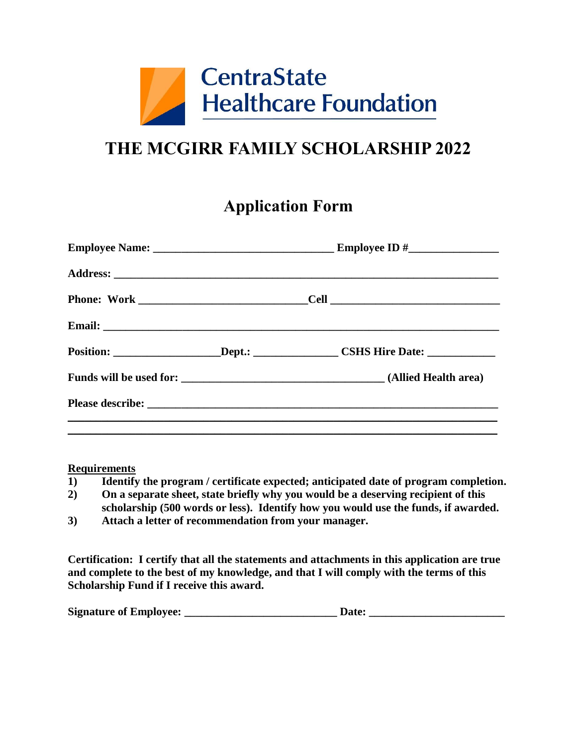CentraState Healthcare Foundation

# THE MCGIRR FAMILY SCHOLARSHIP 2022

## Application Form

**Employee Name: ________________________________ Employee ID #________________**

**Address: _____________________________________________________________________**

**Phone: Work ______________________________Cell ______________________________**

**Email: ______________________________________________________________________**

**Position: ___________________Dept.: _______________ CSHS Hire Date: ____________**

**Funds will be used for: ____________________________________ (Allied Health area)**

**Please describe: ______________________________________________________________**

**______________________________________________________________________________**

**______________________________________________________________________________**

**Requirements**

1) **Identify the program / certificate expected; anticipated date of program completion.**
2) **On a separate sheet, state briefly why you would be a deserving recipient of this scholarship (500 words or less). Identify how you would use the funds, if awarded.**
3) **Attach a letter of recommendation from your manager.**

**Certification: I certify that all the statements and attachments in this application are true and complete to the best of my knowledge, and that I will comply with the terms of this Scholarship Fund if I receive this award.**

**Signature of Employee: ___________________________ Date: ________________________**